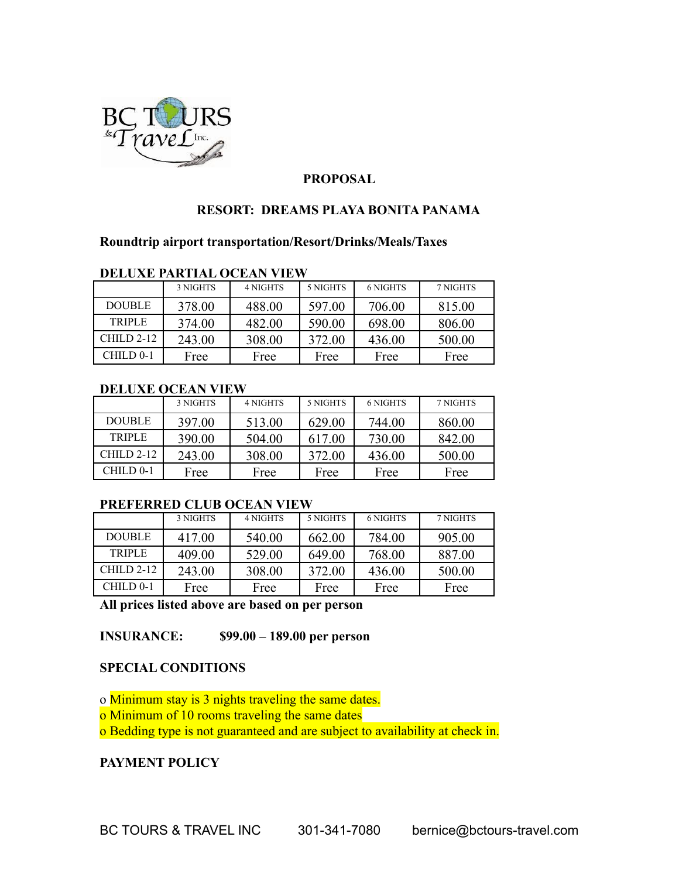BC TOURS & Travel Inc.

## PROPOSAL

### RESORT: DREAMS PLAYA BONITA PANAMA

**Roundtrip airport transportation/Resort/Drinks/Meals/Taxes**

**DELUXE PARTIAL OCEAN VIEW**

| | 3 NIGHTS | 4 NIGHTS | 5 NIGHTS | 6 NIGHTS | 7 NIGHTS |
|---|---|---|---|---|---|
| DOUBLE | 378.00 | 488.00 | 597.00 | 706.00 | 815.00 |
| TRIPLE | 374.00 | 482.00 | 590.00 | 698.00 | 806.00 |
| CHILD 2-12 | 243.00 | 308.00 | 372.00 | 436.00 | 500.00 |
| CHILD 0-1 | Free | Free | Free | Free | Free |

**DELUXE OCEAN VIEW**

| | 3 NIGHTS | 4 NIGHTS | 5 NIGHTS | 6 NIGHTS | 7 NIGHTS |
|---|---|---|---|---|---|
| DOUBLE | 397.00 | 513.00 | 629.00 | 744.00 | 860.00 |
| TRIPLE | 390.00 | 504.00 | 617.00 | 730.00 | 842.00 |
| CHILD 2-12 | 243.00 | 308.00 | 372.00 | 436.00 | 500.00 |
| CHILD 0-1 | Free | Free | Free | Free | Free |

**PREFERRED CLUB OCEAN VIEW**

| | 3 NIGHTS | 4 NIGHTS | 5 NIGHTS | 6 NIGHTS | 7 NIGHTS |
|---|---|---|---|---|---|
| DOUBLE | 417.00 | 540.00 | 662.00 | 784.00 | 905.00 |
| TRIPLE | 409.00 | 529.00 | 649.00 | 768.00 | 887.00 |
| CHILD 2-12 | 243.00 | 308.00 | 372.00 | 436.00 | 500.00 |
| CHILD 0-1 | Free | Free | Free | Free | Free |

**All prices listed above are based on per person**

**INSURANCE: $99.00 – 189.00 per person**

**SPECIAL CONDITIONS**

- Minimum stay is 3 nights traveling the same dates.
- Minimum of 10 rooms traveling the same dates
- Bedding type is not guaranteed and are subject to availability at check in.

**PAYMENT POLICY**

BC TOURS & TRAVEL INC 301-341-7080 bernice@bctours-travel.com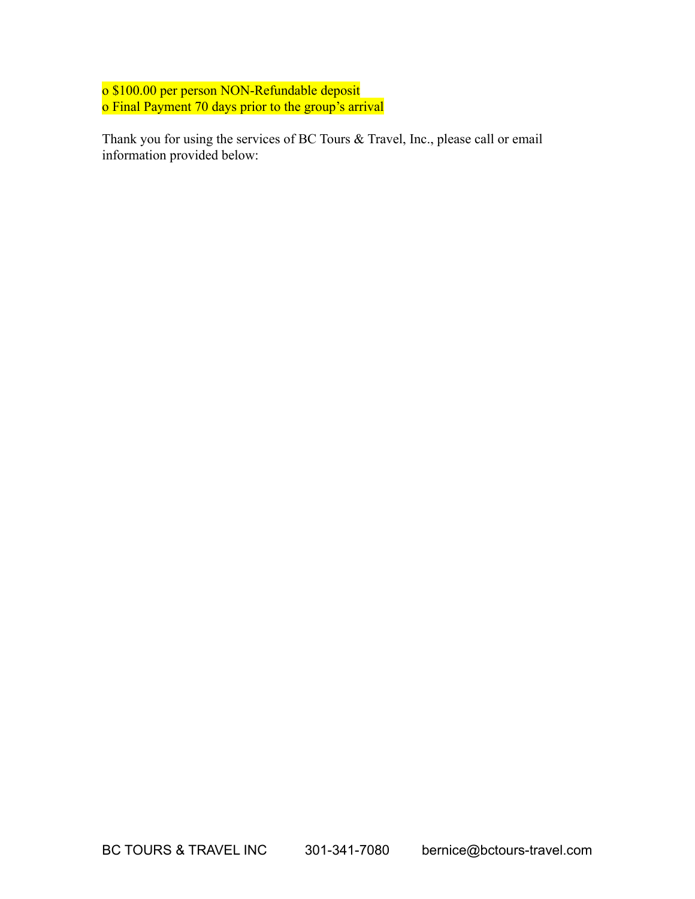- $100.00 per person NON-Refundable deposit
- Final Payment 70 days prior to the group's arrival

Thank you for using the services of BC Tours & Travel, Inc., please call or email information provided below:

BC TOURS & TRAVEL INC 301-341-7080 bernice@bctours-travel.com